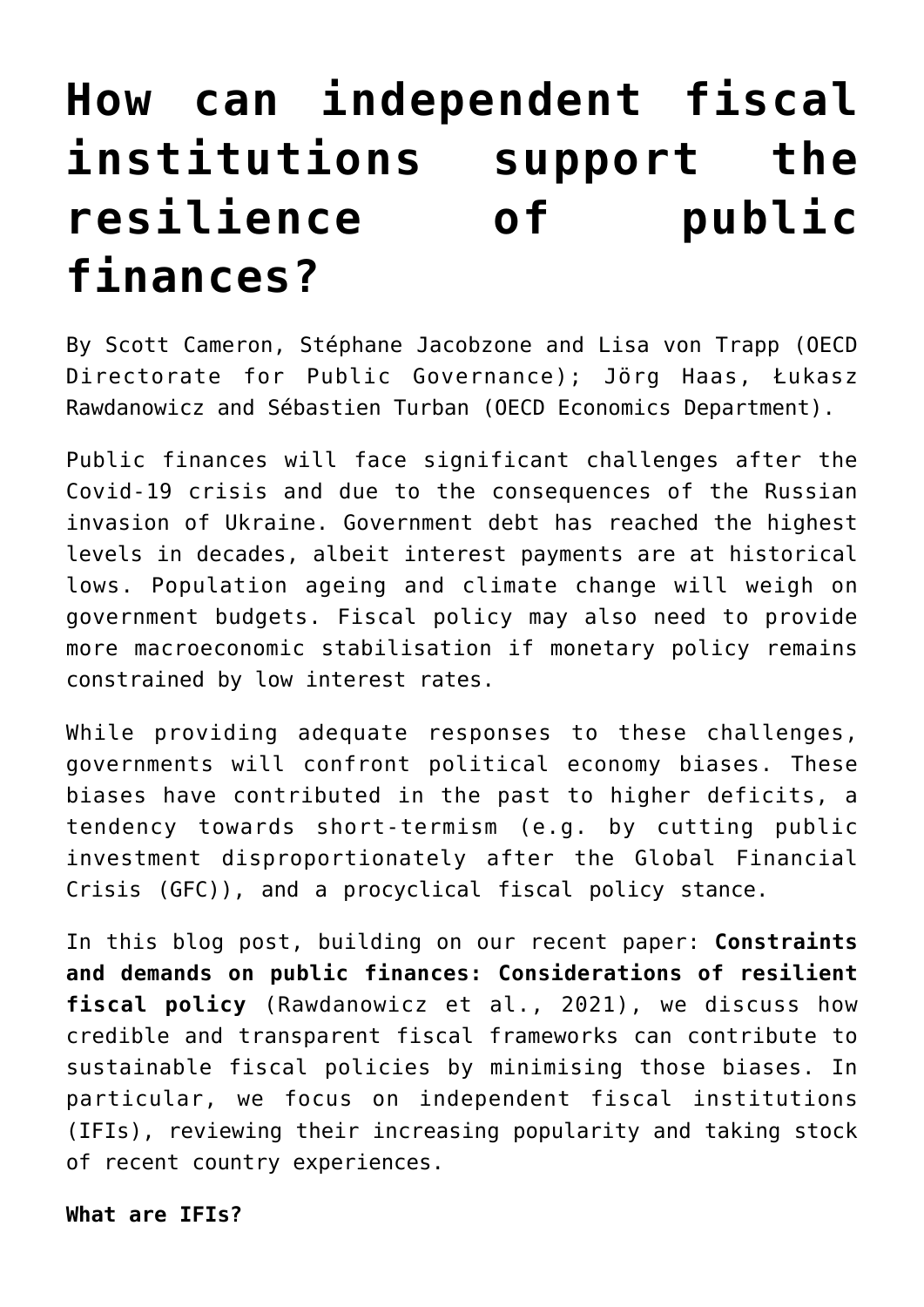# How can independent fiscal institutions support the resilience of public finances?

By Scott Cameron, Stéphane Jacobzone and Lisa von Trapp (OECD Directorate for Public Governance); Jörg Haas, Łukasz Rawdanowicz and Sébastien Turban (OECD Economics Department).

Public finances will face significant challenges after the Covid-19 crisis and due to the consequences of the Russian invasion of Ukraine. Government debt has reached the highest levels in decades, albeit interest payments are at historical lows. Population ageing and climate change will weigh on government budgets. Fiscal policy may also need to provide more macroeconomic stabilisation if monetary policy remains constrained by low interest rates.

While providing adequate responses to these challenges, governments will confront political economy biases. These biases have contributed in the past to higher deficits, a tendency towards short-termism (e.g. by cutting public investment disproportionately after the Global Financial Crisis (GFC)), and a procyclical fiscal policy stance.

In this blog post, building on our recent paper: **Constraints and demands on public finances: Considerations of resilient fiscal policy** (Rawdanowicz et al., 2021), we discuss how credible and transparent fiscal frameworks can contribute to sustainable fiscal policies by minimising those biases. In particular, we focus on independent fiscal institutions (IFIs), reviewing their increasing popularity and taking stock of recent country experiences.

**What are IFIs?**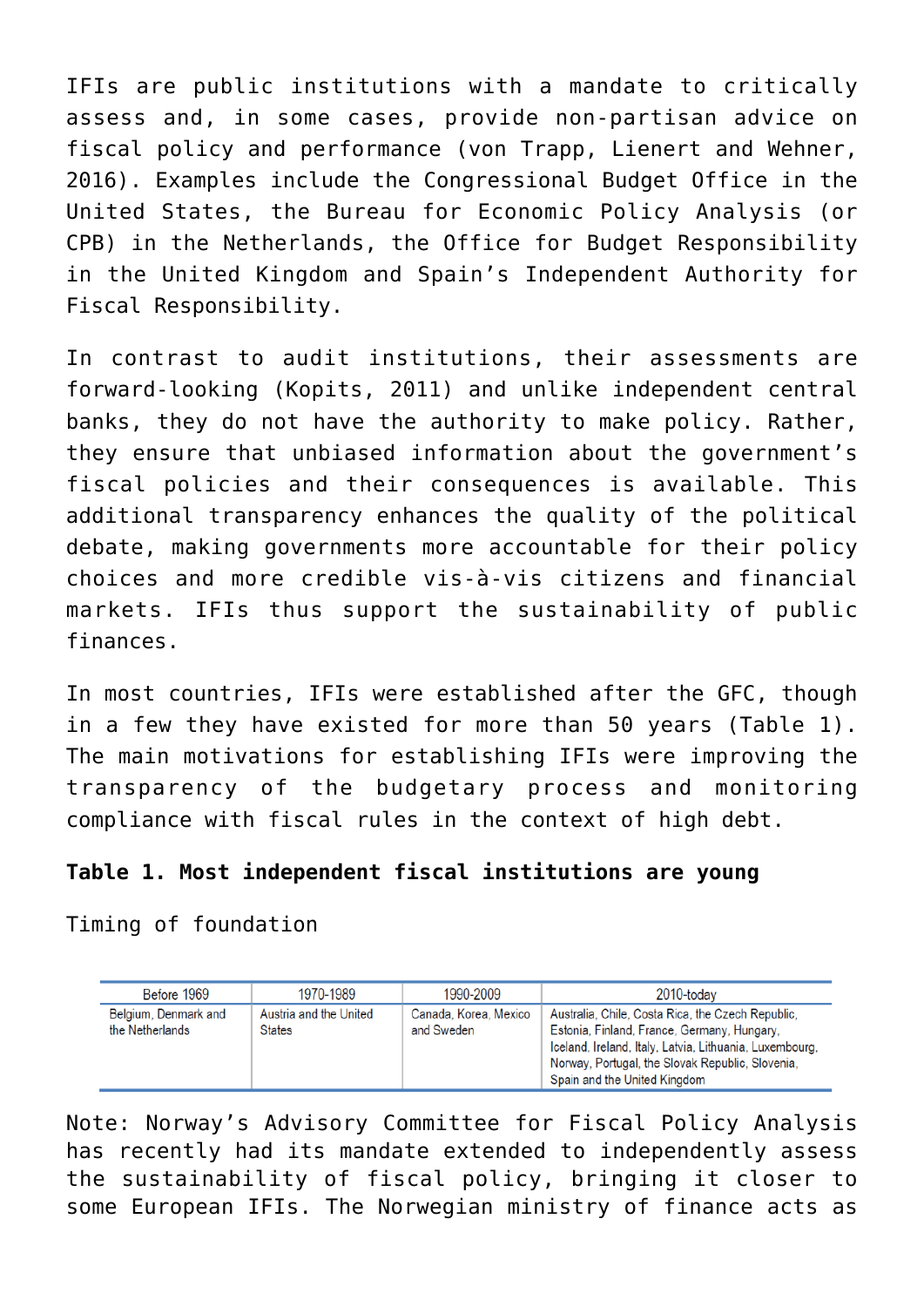IFIs are public institutions with a mandate to critically assess and, in some cases, provide non-partisan advice on fiscal policy and performance (von Trapp, Lienert and Wehner, 2016). Examples include the Congressional Budget Office in the United States, the Bureau for Economic Policy Analysis (or CPB) in the Netherlands, the Office for Budget Responsibility in the United Kingdom and Spain's Independent Authority for Fiscal Responsibility.

In contrast to audit institutions, their assessments are forward-looking (Kopits, 2011) and unlike independent central banks, they do not have the authority to make policy. Rather, they ensure that unbiased information about the government's fiscal policies and their consequences is available. This additional transparency enhances the quality of the political debate, making governments more accountable for their policy choices and more credible vis-à-vis citizens and financial markets. IFIs thus support the sustainability of public finances.

In most countries, IFIs were established after the GFC, though in a few they have existed for more than 50 years (Table 1). The main motivations for establishing IFIs were improving the transparency of the budgetary process and monitoring compliance with fiscal rules in the context of high debt.

**Table 1. Most independent fiscal institutions are young**

Timing of foundation

| Before 1969 | 1970-1989 | 1990-2009 | 2010-today |
|---|---|---|---|
| Belgium, Denmark and the Netherlands | Austria and the United States | Canada, Korea, Mexico and Sweden | Australia, Chile, Costa Rica, the Czech Republic, Estonia, Finland, France, Germany, Hungary, Iceland, Ireland, Italy, Latvia, Lithuania, Luxembourg, Norway, Portugal, the Slovak Republic, Slovenia, Spain and the United Kingdom |

Note: Norway's Advisory Committee for Fiscal Policy Analysis has recently had its mandate extended to independently assess the sustainability of fiscal policy, bringing it closer to some European IFIs. The Norwegian ministry of finance acts as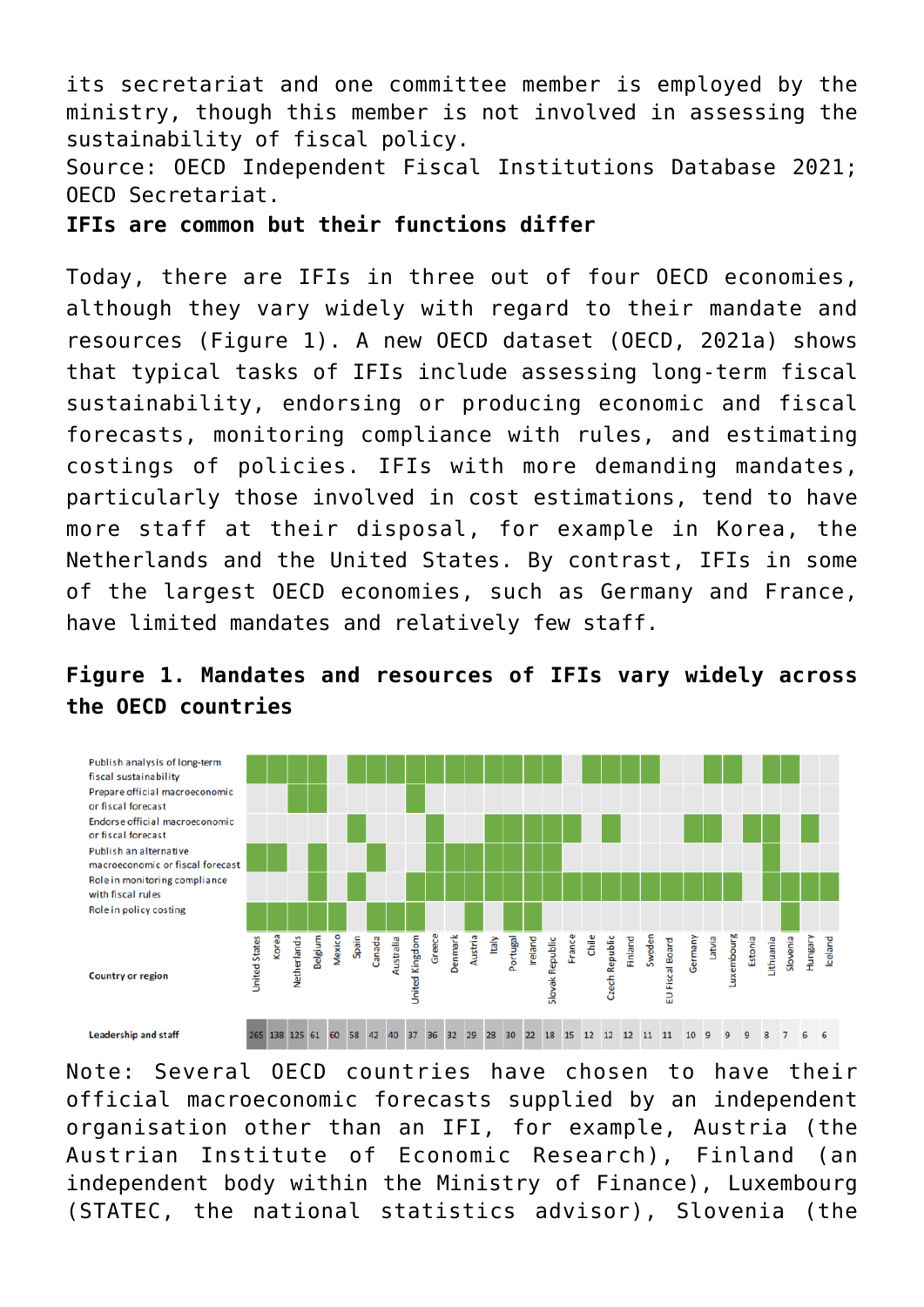its secretariat and one committee member is employed by the ministry, though this member is not involved in assessing the sustainability of fiscal policy.

Source: OECD Independent Fiscal Institutions Database 2021; OECD Secretariat.

**IFIs are common but their functions differ**

Today, there are IFIs in three out of four OECD economies, although they vary widely with regard to their mandate and resources (Figure 1). A new OECD dataset (OECD, 2021a) shows that typical tasks of IFIs include assessing long-term fiscal sustainability, endorsing or producing economic and fiscal forecasts, monitoring compliance with rules, and estimating costings of policies. IFIs with more demanding mandates, particularly those involved in cost estimations, tend to have more staff at their disposal, for example in Korea, the Netherlands and the United States. By contrast, IFIs in some of the largest OECD economies, such as Germany and France, have limited mandates and relatively few staff.

**Figure 1. Mandates and resources of IFIs vary widely across the OECD countries**

| Country or region | Leadership and staff |
|---|---|
| United States | 265 |
| Korea | 138 |
| Netherlands | 125 |
| Belgium | 61 |
| Mexico | 60 |
| Spain | 58 |
| Canada | 42 |
| Australia | 40 |
| United Kingdom | 37 |
| Greece | 36 |
| Denmark | 32 |
| Austria | 29 |
| Italy | 28 |
| Portugal | 30 |
| Ireland | 22 |
| Slovak Republic | 18 |
| France | 15 |
| Chile | 12 |
| Czech Republic | 12 |
| Finland | 12 |
| Sweden | 11 |
| EU Fiscal Board | 11 |
| Germany | 10 |
| Latvia | 9 |
| Luxembourg | 9 |
| Estonia | 9 |
| Lithuania | 8 |
| Slovenia | 7 |
| Hungary | 6 |
| Iceland | 6 |

Rows of the figure: Publish analysis of long-term fiscal sustainability; Prepare official macroeconomic or fiscal forecast; Endorse official macroeconomic or fiscal forecast; Publish an alternative macroeconomic or fiscal forecast; Role in monitoring compliance with fiscal rules; Role in policy costing.

Note: Several OECD countries have chosen to have their official macroeconomic forecasts supplied by an independent organisation other than an IFI, for example, Austria (the Austrian Institute of Economic Research), Finland (an independent body within the Ministry of Finance), Luxembourg (STATEC, the national statistics advisor), Slovenia (the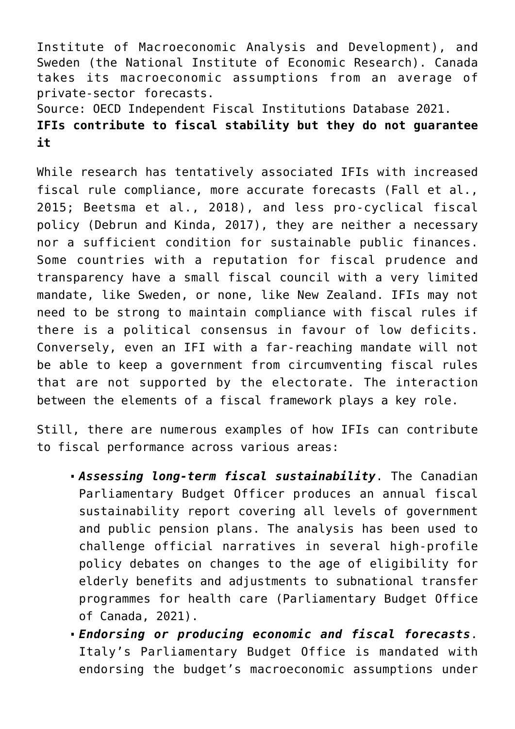Institute of Macroeconomic Analysis and Development), and Sweden (the National Institute of Economic Research). Canada takes its macroeconomic assumptions from an average of private-sector forecasts.

Source: OECD Independent Fiscal Institutions Database 2021.

**IFIs contribute to fiscal stability but they do not guarantee it**

While research has tentatively associated IFIs with increased fiscal rule compliance, more accurate forecasts (Fall et al., 2015; Beetsma et al., 2018), and less pro-cyclical fiscal policy (Debrun and Kinda, 2017), they are neither a necessary nor a sufficient condition for sustainable public finances. Some countries with a reputation for fiscal prudence and transparency have a small fiscal council with a very limited mandate, like Sweden, or none, like New Zealand. IFIs may not need to be strong to maintain compliance with fiscal rules if there is a political consensus in favour of low deficits. Conversely, even an IFI with a far-reaching mandate will not be able to keep a government from circumventing fiscal rules that are not supported by the electorate. The interaction between the elements of a fiscal framework plays a key role.

Still, there are numerous examples of how IFIs can contribute to fiscal performance across various areas:

- ***Assessing long-term fiscal sustainability***. The Canadian Parliamentary Budget Officer produces an annual fiscal sustainability report covering all levels of government and public pension plans. The analysis has been used to challenge official narratives in several high-profile policy debates on changes to the age of eligibility for elderly benefits and adjustments to subnational transfer programmes for health care (Parliamentary Budget Office of Canada, 2021).
- ***Endorsing or producing economic and fiscal forecasts***. Italy's Parliamentary Budget Office is mandated with endorsing the budget's macroeconomic assumptions under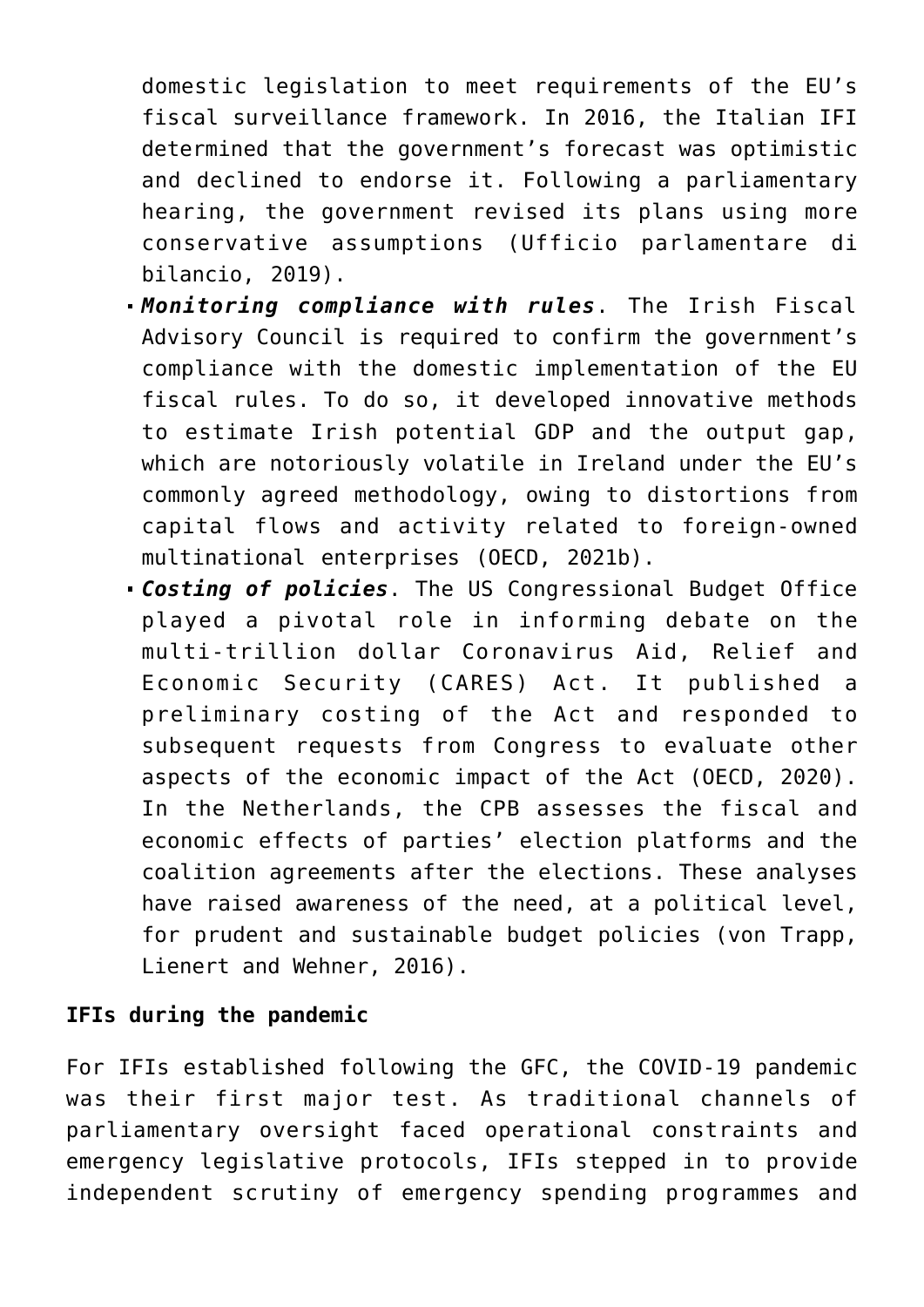domestic legislation to meet requirements of the EU's fiscal surveillance framework. In 2016, the Italian IFI determined that the government's forecast was optimistic and declined to endorse it. Following a parliamentary hearing, the government revised its plans using more conservative assumptions (Ufficio parlamentare di bilancio, 2019).

- ***Monitoring compliance with rules***. The Irish Fiscal Advisory Council is required to confirm the government's compliance with the domestic implementation of the EU fiscal rules. To do so, it developed innovative methods to estimate Irish potential GDP and the output gap, which are notoriously volatile in Ireland under the EU's commonly agreed methodology, owing to distortions from capital flows and activity related to foreign-owned multinational enterprises (OECD, 2021b).
- ***Costing of policies***. The US Congressional Budget Office played a pivotal role in informing debate on the multi-trillion dollar Coronavirus Aid, Relief and Economic Security (CARES) Act. It published a preliminary costing of the Act and responded to subsequent requests from Congress to evaluate other aspects of the economic impact of the Act (OECD, 2020). In the Netherlands, the CPB assesses the fiscal and economic effects of parties' election platforms and the coalition agreements after the elections. These analyses have raised awareness of the need, at a political level, for prudent and sustainable budget policies (von Trapp, Lienert and Wehner, 2016).

**IFIs during the pandemic**

For IFIs established following the GFC, the COVID-19 pandemic was their first major test. As traditional channels of parliamentary oversight faced operational constraints and emergency legislative protocols, IFIs stepped in to provide independent scrutiny of emergency spending programmes and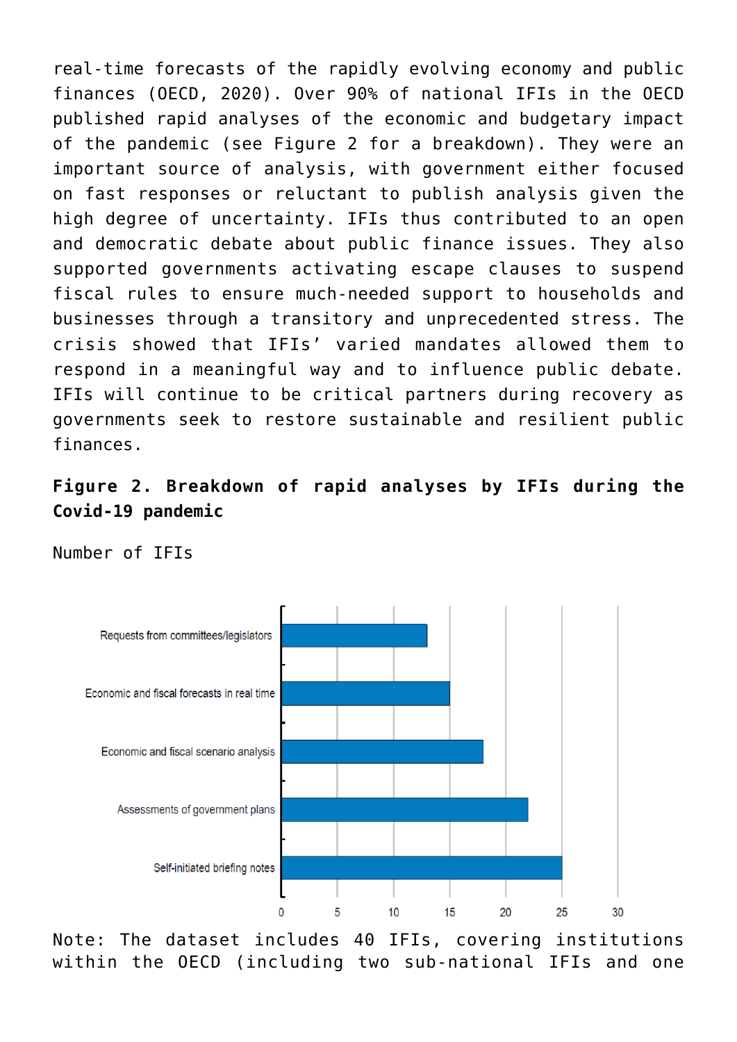real-time forecasts of the rapidly evolving economy and public finances (OECD, 2020). Over 90% of national IFIs in the OECD published rapid analyses of the economic and budgetary impact of the pandemic (see Figure 2 for a breakdown). They were an important source of analysis, with government either focused on fast responses or reluctant to publish analysis given the high degree of uncertainty. IFIs thus contributed to an open and democratic debate about public finance issues. They also supported governments activating escape clauses to suspend fiscal rules to ensure much-needed support to households and businesses through a transitory and unprecedented stress. The crisis showed that IFIs' varied mandates allowed them to respond in a meaningful way and to influence public debate. IFIs will continue to be critical partners during recovery as governments seek to restore sustainable and resilient public finances.

**Figure 2. Breakdown of rapid analyses by IFIs during the Covid-19 pandemic**

Number of IFIs

| Category | Number of IFIs |
|---|---|
| Requests from committees/legislators | 13 |
| Economic and fiscal forecasts in real time | 15 |
| Economic and fiscal scenario analysis | 18 |
| Assessments of government plans | 22 |
| Self-initiated briefing notes | 25 |

Note: The dataset includes 40 IFIs, covering institutions within the OECD (including two sub-national IFIs and one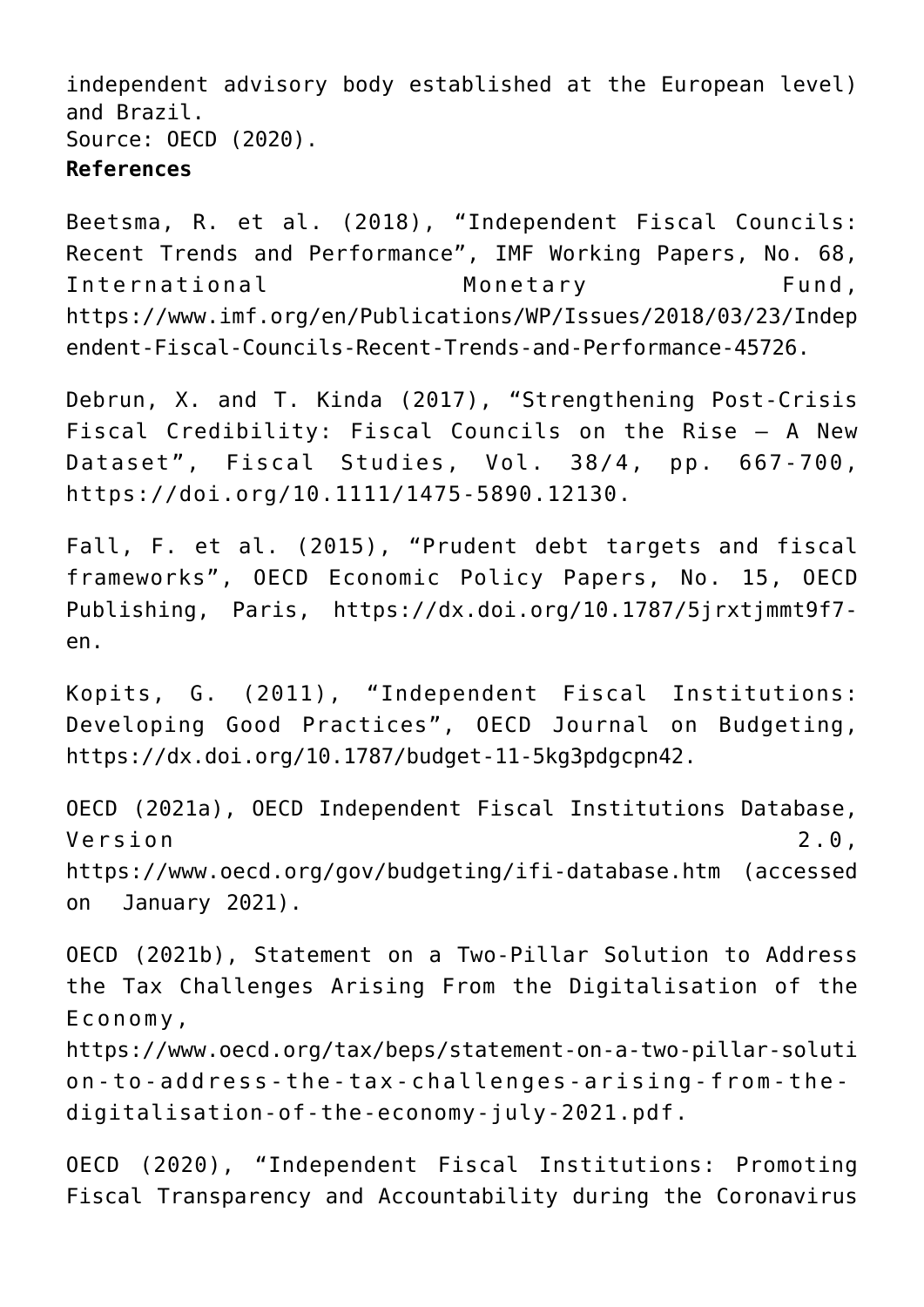independent advisory body established at the European level) and Brazil.
Source: OECD (2020).

**References**

Beetsma, R. et al. (2018), "Independent Fiscal Councils: Recent Trends and Performance", IMF Working Papers, No. 68, International Monetary Fund, https://www.imf.org/en/Publications/WP/Issues/2018/03/23/Independent-Fiscal-Councils-Recent-Trends-and-Performance-45726.

Debrun, X. and T. Kinda (2017), "Strengthening Post-Crisis Fiscal Credibility: Fiscal Councils on the Rise – A New Dataset", Fiscal Studies, Vol. 38/4, pp. 667-700, https://doi.org/10.1111/1475-5890.12130.

Fall, F. et al. (2015), "Prudent debt targets and fiscal frameworks", OECD Economic Policy Papers, No. 15, OECD Publishing, Paris, https://dx.doi.org/10.1787/5jrxtjmmt9f7-en.

Kopits, G. (2011), "Independent Fiscal Institutions: Developing Good Practices", OECD Journal on Budgeting, https://dx.doi.org/10.1787/budget-11-5kg3pdgcpn42.

OECD (2021a), OECD Independent Fiscal Institutions Database, Version 2.0, https://www.oecd.org/gov/budgeting/ifi-database.htm (accessed on January 2021).

OECD (2021b), Statement on a Two-Pillar Solution to Address the Tax Challenges Arising From the Digitalisation of the Economy, https://www.oecd.org/tax/beps/statement-on-a-two-pillar-solution-to-address-the-tax-challenges-arising-from-the-digitalisation-of-the-economy-july-2021.pdf.

OECD (2020), "Independent Fiscal Institutions: Promoting Fiscal Transparency and Accountability during the Coronavirus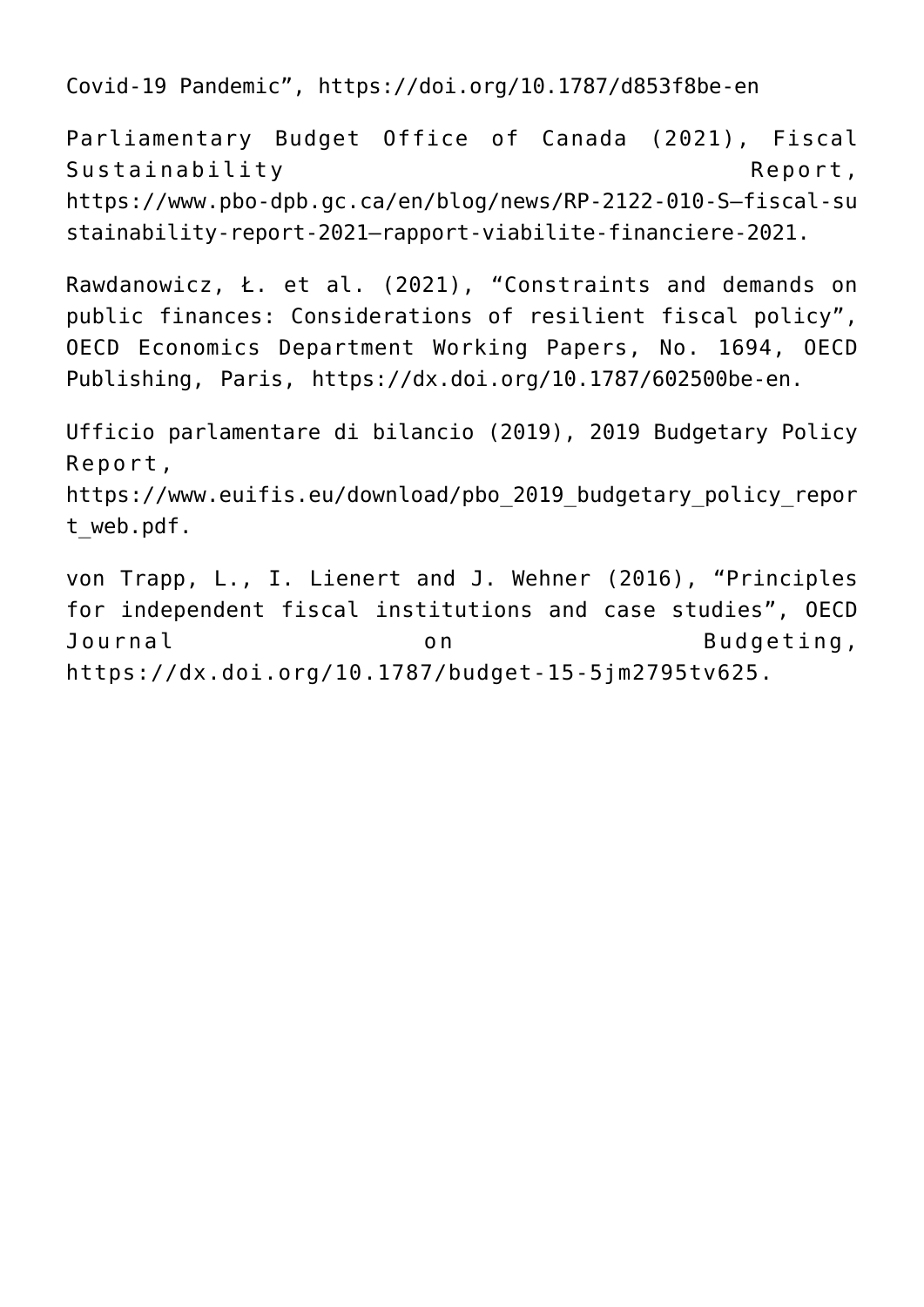Covid-19 Pandemic", https://doi.org/10.1787/d853f8be-en

Parliamentary Budget Office of Canada (2021), Fiscal Sustainability Report, https://www.pbo-dpb.gc.ca/en/blog/news/RP-2122-010-S–fiscal-sustainability-report-2021–rapport-viabilite-financiere-2021.

Rawdanowicz, Ł. et al. (2021), "Constraints and demands on public finances: Considerations of resilient fiscal policy", OECD Economics Department Working Papers, No. 1694, OECD Publishing, Paris, https://dx.doi.org/10.1787/602500be-en.

Ufficio parlamentare di bilancio (2019), 2019 Budgetary Policy Report, https://www.euifis.eu/download/pbo_2019_budgetary_policy_report_web.pdf.

von Trapp, L., I. Lienert and J. Wehner (2016), "Principles for independent fiscal institutions and case studies", OECD Journal on Budgeting, https://dx.doi.org/10.1787/budget-15-5jm2795tv625.